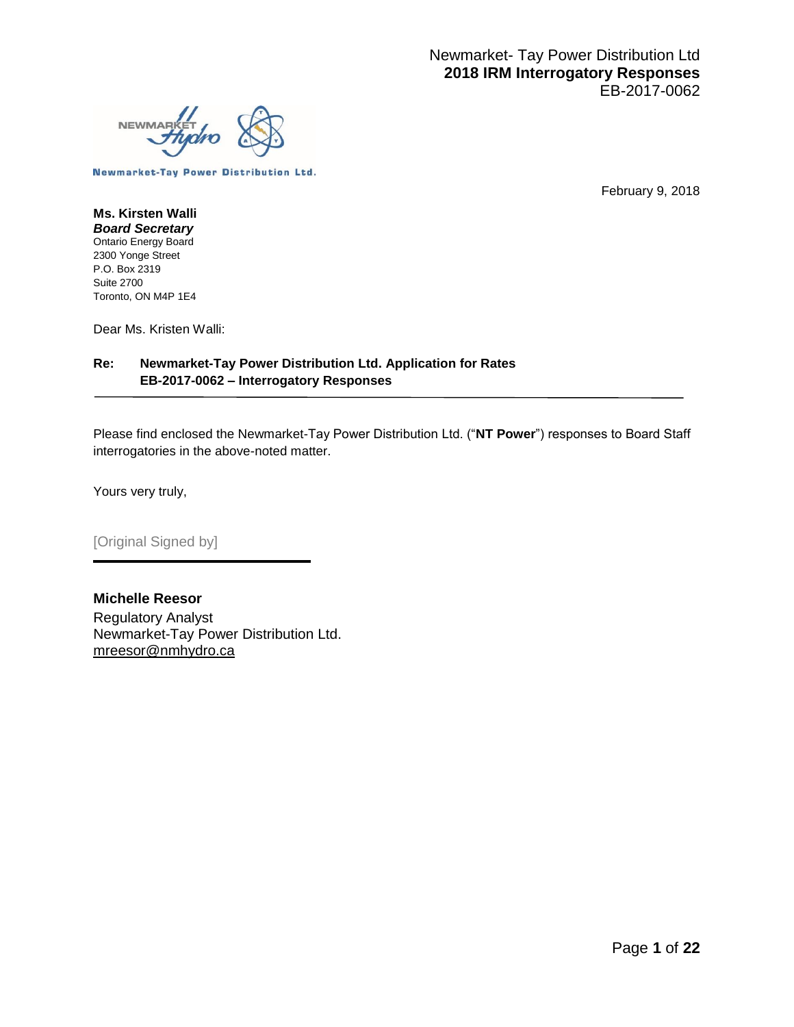Newmarket- Tay Power Distribution Ltd
**2018 IRM Interrogatory Responses**
EB-2017-0062

Newmarket-Tay Power Distribution Ltd.

February 9, 2018

**Ms. Kirsten Walli**
***Board Secretary***
Ontario Energy Board
2300 Yonge Street
P.O. Box 2319
Suite 2700
Toronto, ON M4P 1E4

Dear Ms. Kristen Walli:

**Re: Newmarket-Tay Power Distribution Ltd. Application for Rates**
**EB-2017-0062 – Interrogatory Responses**

---

Please find enclosed the Newmarket-Tay Power Distribution Ltd. ("**NT Power**") responses to Board Staff interrogatories in the above-noted matter.

Yours very truly,

[Original Signed by]

---

**Michelle Reesor**
Regulatory Analyst
Newmarket-Tay Power Distribution Ltd.
mreesor@nmhydro.ca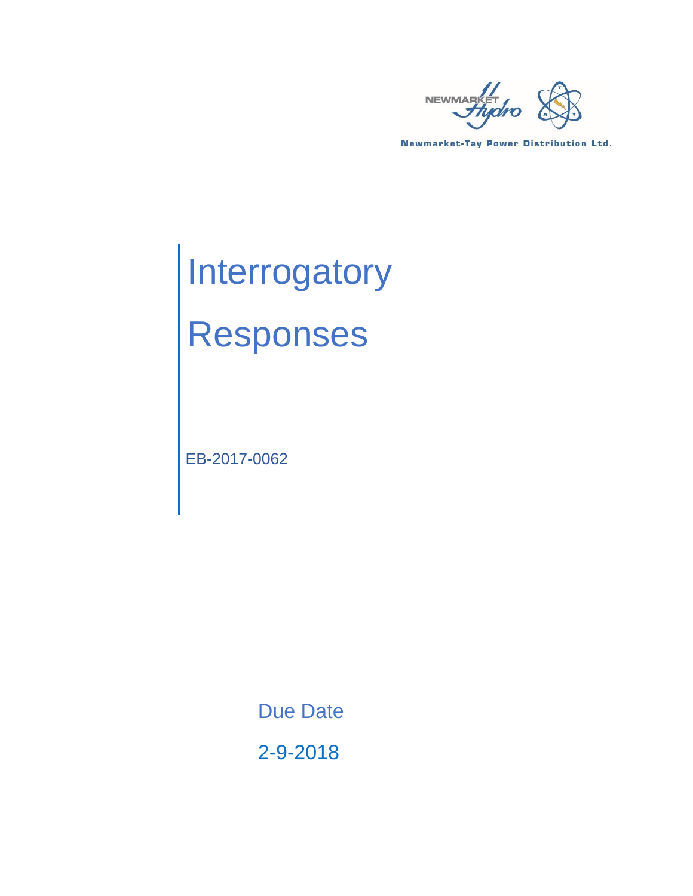NEWMARKET Hydro

Newmarket-Tay Power Distribution Ltd.

# Interrogatory Responses

EB-2017-0062

Due Date

2-9-2018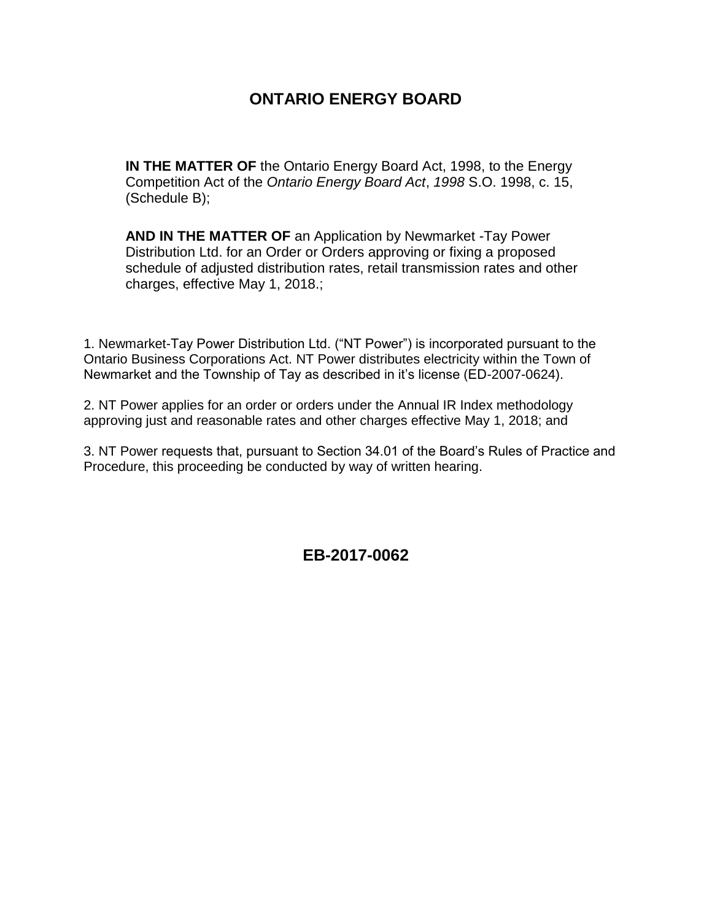# ONTARIO ENERGY BOARD

**IN THE MATTER OF** the Ontario Energy Board Act, 1998, to the Energy Competition Act of the *Ontario Energy Board Act*, *1998* S.O. 1998, c. 15, (Schedule B);

**AND IN THE MATTER OF** an Application by Newmarket -Tay Power Distribution Ltd. for an Order or Orders approving or fixing a proposed schedule of adjusted distribution rates, retail transmission rates and other charges, effective May 1, 2018.;

1. Newmarket-Tay Power Distribution Ltd. ("NT Power") is incorporated pursuant to the Ontario Business Corporations Act. NT Power distributes electricity within the Town of Newmarket and the Township of Tay as described in it's license (ED-2007-0624).

2. NT Power applies for an order or orders under the Annual IR Index methodology approving just and reasonable rates and other charges effective May 1, 2018; and

3. NT Power requests that, pursuant to Section 34.01 of the Board's Rules of Practice and Procedure, this proceeding be conducted by way of written hearing.

## EB-2017-0062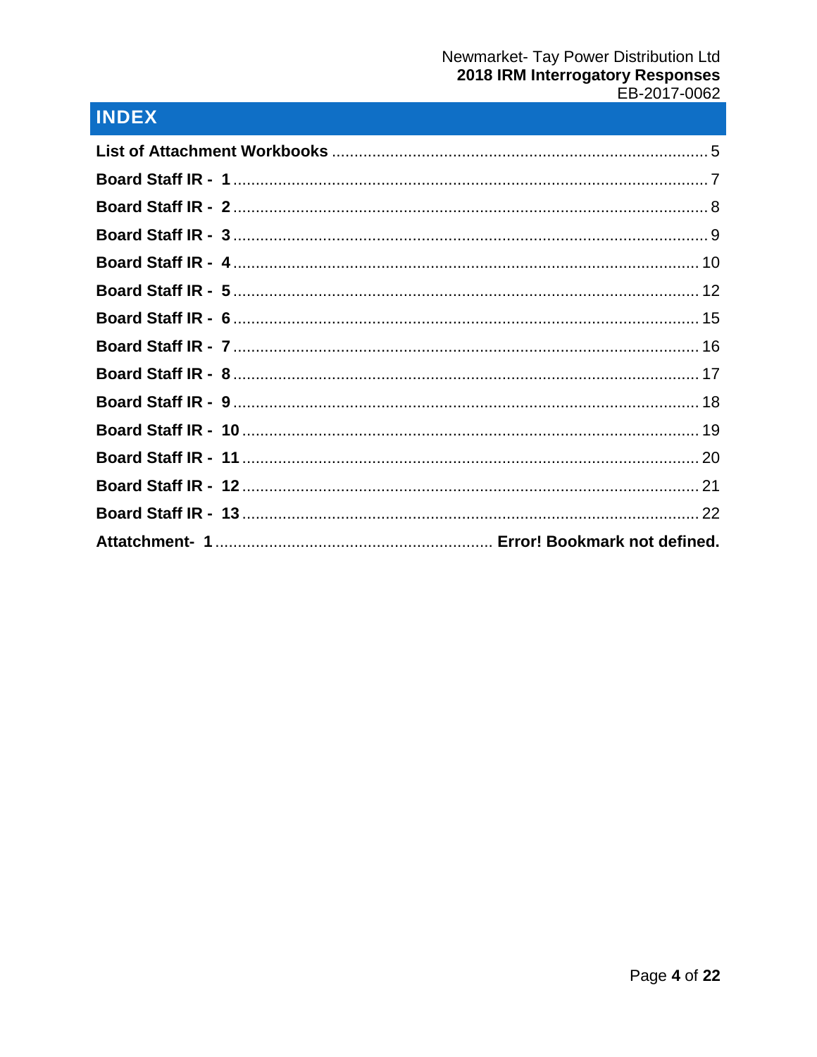# INDEX

| | |
|---|---|
| **List of Attachment Workbooks** | 5 |
| **Board Staff IR - 1** | 7 |
| **Board Staff IR - 2** | 8 |
| **Board Staff IR - 3** | 9 |
| **Board Staff IR - 4** | 10 |
| **Board Staff IR - 5** | 12 |
| **Board Staff IR - 6** | 15 |
| **Board Staff IR - 7** | 16 |
| **Board Staff IR - 8** | 17 |
| **Board Staff IR - 9** | 18 |
| **Board Staff IR - 10** | 19 |
| **Board Staff IR - 11** | 20 |
| **Board Staff IR - 12** | 21 |
| **Board Staff IR - 13** | 22 |
| **Attatchment- 1** | **Error! Bookmark not defined.** |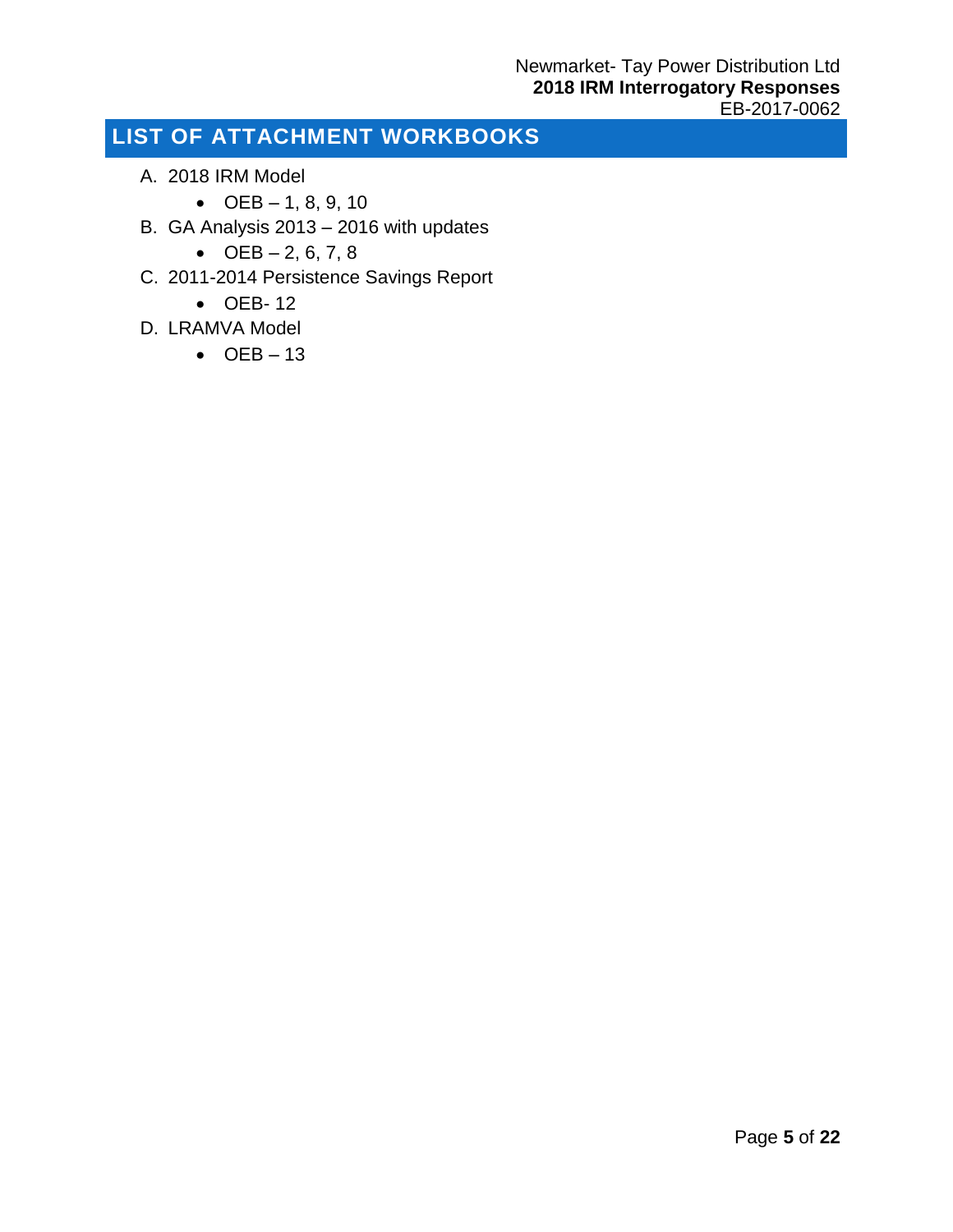# LIST OF ATTACHMENT WORKBOOKS

A. 2018 IRM Model
   - OEB – 1, 8, 9, 10

B. GA Analysis 2013 – 2016 with updates
   - OEB – 2, 6, 7, 8

C. 2011-2014 Persistence Savings Report
   - OEB- 12

D. LRAMVA Model
   - OEB – 13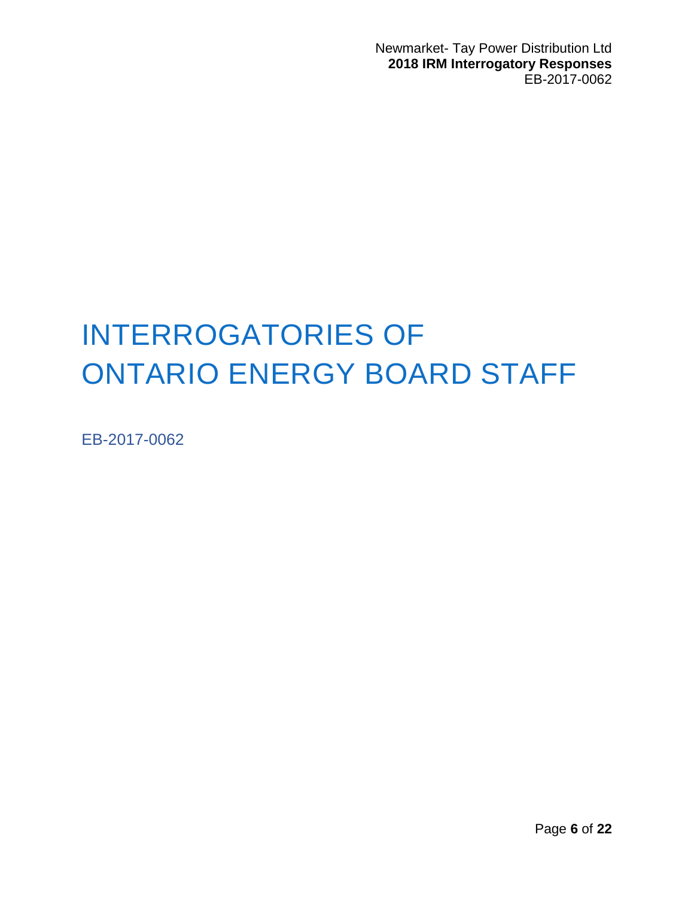# INTERROGATORIES OF ONTARIO ENERGY BOARD STAFF

EB-2017-0062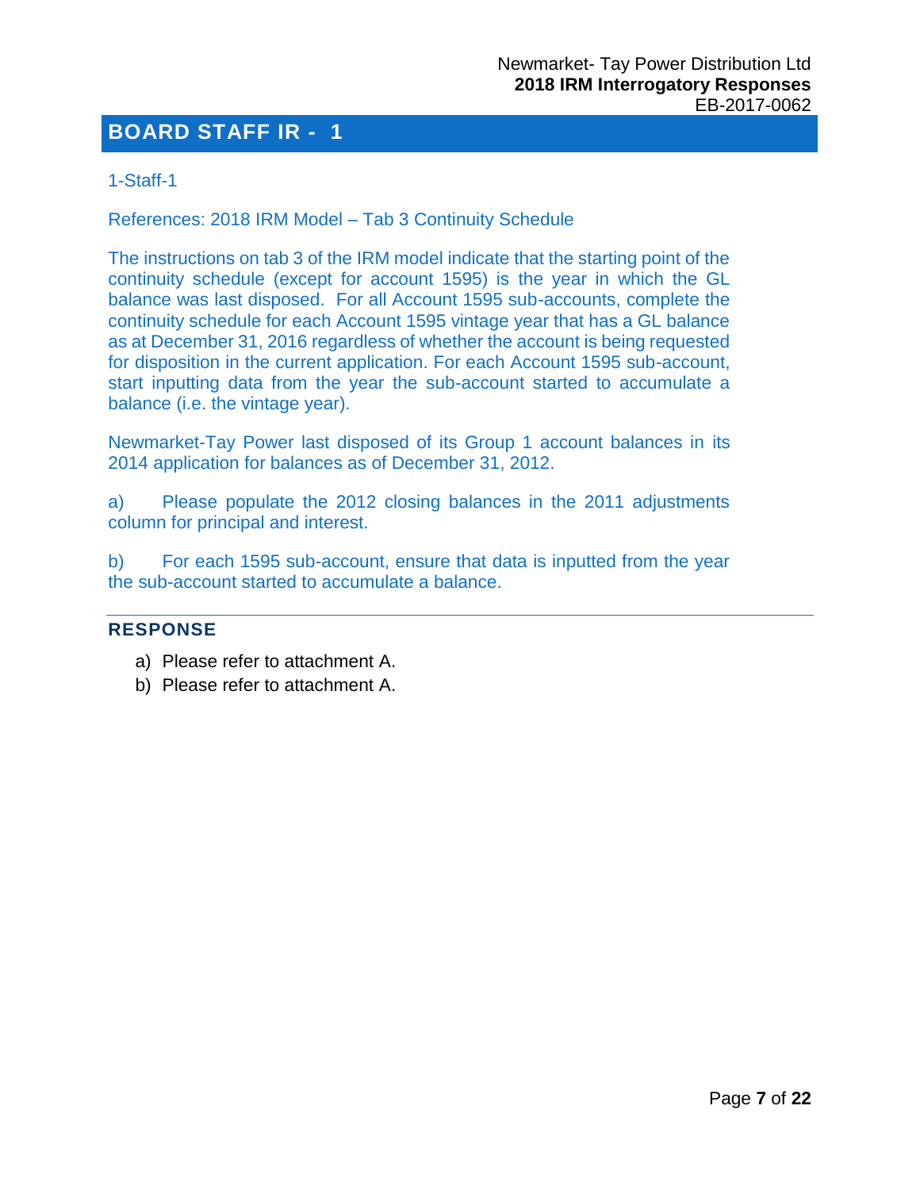# BOARD STAFF IR - 1

1-Staff-1

References: 2018 IRM Model – Tab 3 Continuity Schedule

The instructions on tab 3 of the IRM model indicate that the starting point of the continuity schedule (except for account 1595) is the year in which the GL balance was last disposed. For all Account 1595 sub-accounts, complete the continuity schedule for each Account 1595 vintage year that has a GL balance as at December 31, 2016 regardless of whether the account is being requested for disposition in the current application. For each Account 1595 sub-account, start inputting data from the year the sub-account started to accumulate a balance (i.e. the vintage year).

Newmarket-Tay Power last disposed of its Group 1 account balances in its 2014 application for balances as of December 31, 2012.

a) Please populate the 2012 closing balances in the 2011 adjustments column for principal and interest.

b) For each 1595 sub-account, ensure that data is inputted from the year the sub-account started to accumulate a balance.

## RESPONSE

a) Please refer to attachment A.
b) Please refer to attachment A.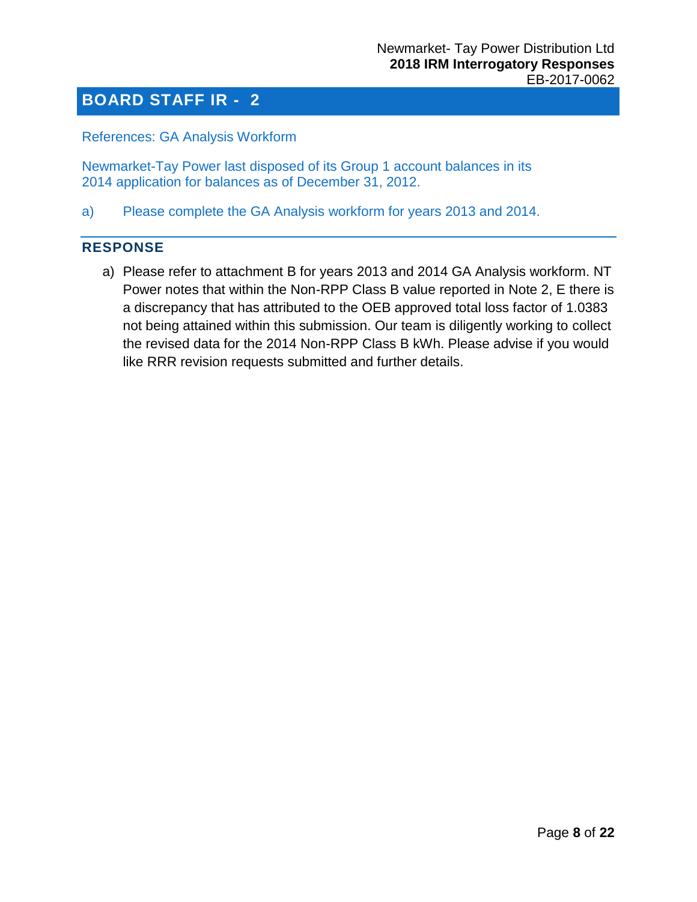## BOARD STAFF IR - 2

References: GA Analysis Workform

Newmarket-Tay Power last disposed of its Group 1 account balances in its 2014 application for balances as of December 31, 2012.

a) Please complete the GA Analysis workform for years 2013 and 2014.

### RESPONSE

a) Please refer to attachment B for years 2013 and 2014 GA Analysis workform. NT Power notes that within the Non-RPP Class B value reported in Note 2, E there is a discrepancy that has attributed to the OEB approved total loss factor of 1.0383 not being attained within this submission. Our team is diligently working to collect the revised data for the 2014 Non-RPP Class B kWh. Please advise if you would like RRR revision requests submitted and further details.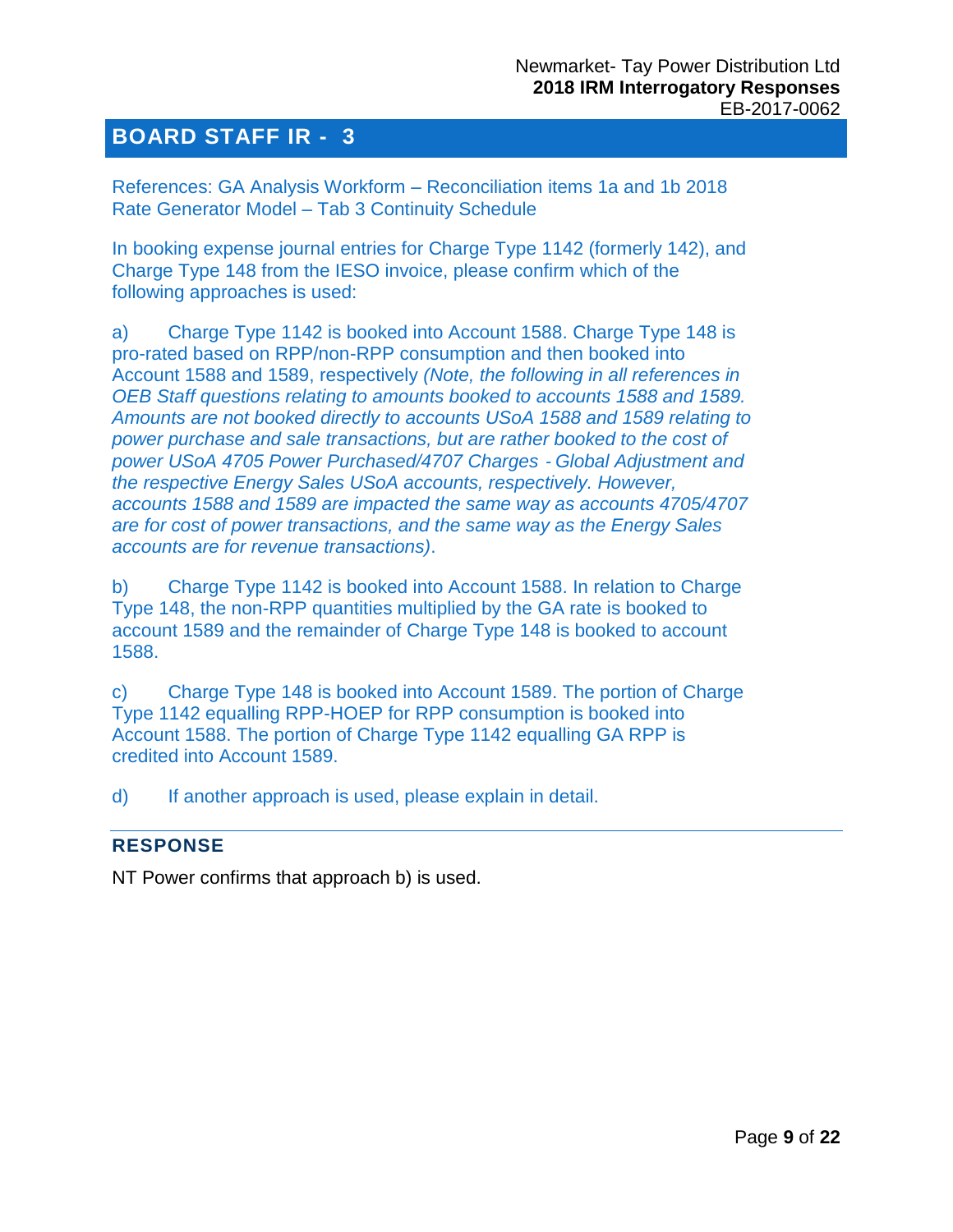## BOARD STAFF IR - 3

References: GA Analysis Workform – Reconciliation items 1a and 1b 2018 Rate Generator Model – Tab 3 Continuity Schedule

In booking expense journal entries for Charge Type 1142 (formerly 142), and Charge Type 148 from the IESO invoice, please confirm which of the following approaches is used:

a) Charge Type 1142 is booked into Account 1588. Charge Type 148 is pro-rated based on RPP/non-RPP consumption and then booked into Account 1588 and 1589, respectively *(Note, the following in all references in OEB Staff questions relating to amounts booked to accounts 1588 and 1589. Amounts are not booked directly to accounts USoA 1588 and 1589 relating to power purchase and sale transactions, but are rather booked to the cost of power USoA 4705 Power Purchased/4707 Charges - Global Adjustment and the respective Energy Sales USoA accounts, respectively. However, accounts 1588 and 1589 are impacted the same way as accounts 4705/4707 are for cost of power transactions, and the same way as the Energy Sales accounts are for revenue transactions)*.

b) Charge Type 1142 is booked into Account 1588. In relation to Charge Type 148, the non-RPP quantities multiplied by the GA rate is booked to account 1589 and the remainder of Charge Type 148 is booked to account 1588.

c) Charge Type 148 is booked into Account 1589. The portion of Charge Type 1142 equalling RPP-HOEP for RPP consumption is booked into Account 1588. The portion of Charge Type 1142 equalling GA RPP is credited into Account 1589.

d) If another approach is used, please explain in detail.

### RESPONSE

NT Power confirms that approach b) is used.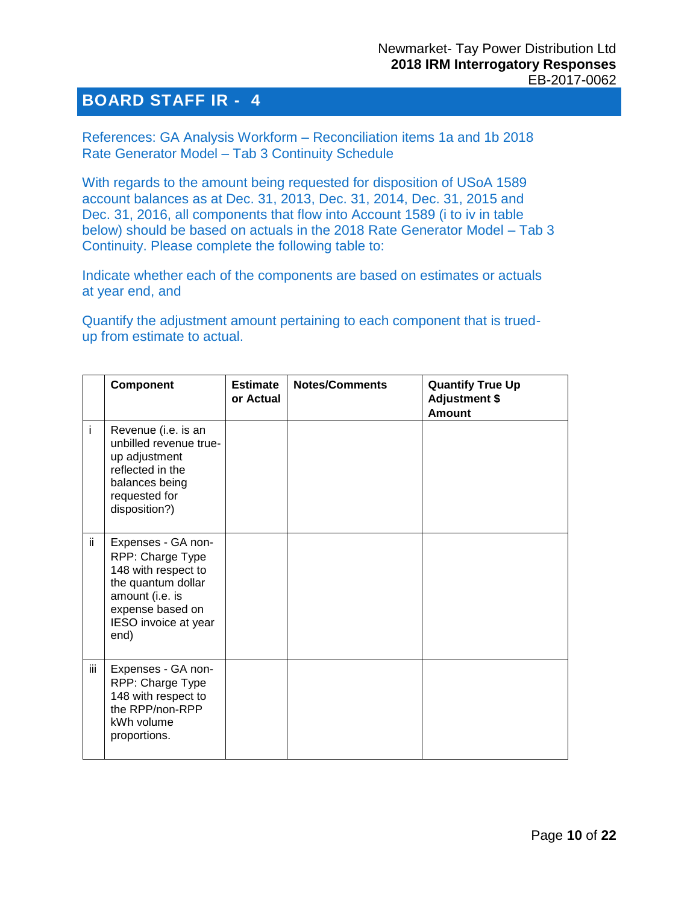## BOARD STAFF IR - 4

References: GA Analysis Workform – Reconciliation items 1a and 1b 2018 Rate Generator Model – Tab 3 Continuity Schedule

With regards to the amount being requested for disposition of USoA 1589 account balances as at Dec. 31, 2013, Dec. 31, 2014, Dec. 31, 2015 and Dec. 31, 2016, all components that flow into Account 1589 (i to iv in table below) should be based on actuals in the 2018 Rate Generator Model – Tab 3 Continuity. Please complete the following table to:

Indicate whether each of the components are based on estimates or actuals at year end, and

Quantify the adjustment amount pertaining to each component that is trued-up from estimate to actual.

| | Component | Estimate or Actual | Notes/Comments | Quantify True Up Adjustment $ Amount |
|---|---|---|---|---|
| i | Revenue (i.e. is an unbilled revenue true-up adjustment reflected in the balances being requested for disposition?) | | | |
| ii | Expenses - GA non-RPP: Charge Type 148 with respect to the quantum dollar amount (i.e. is expense based on IESO invoice at year end) | | | |
| iii | Expenses - GA non-RPP: Charge Type 148 with respect to the RPP/non-RPP kWh volume proportions. | | | |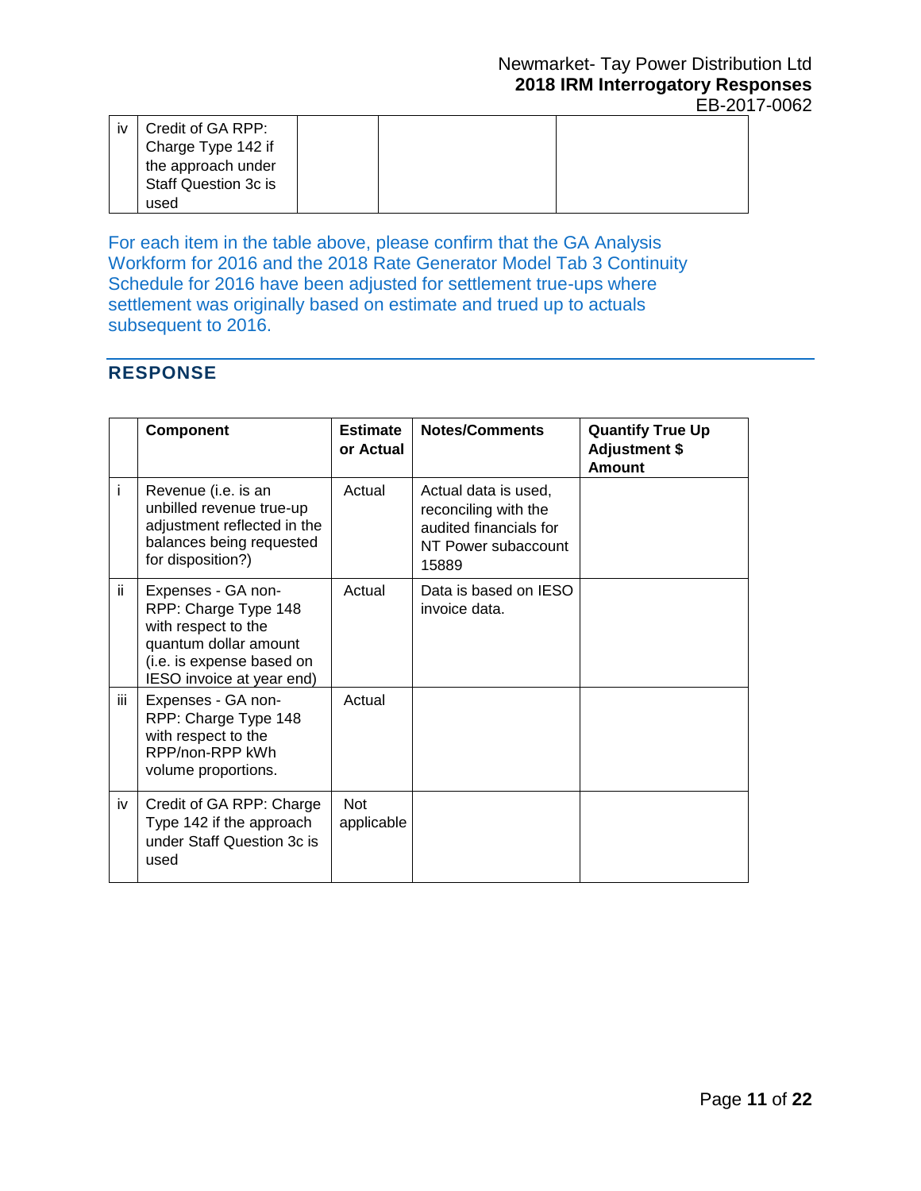| | | | | |
|---|---|---|---|---|
| iv | Credit of GA RPP: Charge Type 142 if the approach under Staff Question 3c is used | | | |

For each item in the table above, please confirm that the GA Analysis Workform for 2016 and the 2018 Rate Generator Model Tab 3 Continuity Schedule for 2016 have been adjusted for settlement true-ups where settlement was originally based on estimate and trued up to actuals subsequent to 2016.

## RESPONSE

| | Component | Estimate or Actual | Notes/Comments | Quantify True Up Adjustment $ Amount |
|---|---|---|---|---|
| i | Revenue (i.e. is an unbilled revenue true-up adjustment reflected in the balances being requested for disposition?) | Actual | Actual data is used, reconciling with the audited financials for NT Power subaccount 15889 | |
| ii | Expenses - GA non-RPP: Charge Type 148 with respect to the quantum dollar amount (i.e. is expense based on IESO invoice at year end) | Actual | Data is based on IESO invoice data. | |
| iii | Expenses - GA non-RPP: Charge Type 148 with respect to the RPP/non-RPP kWh volume proportions. | Actual | | |
| iv | Credit of GA RPP: Charge Type 142 if the approach under Staff Question 3c is used | Not applicable | | |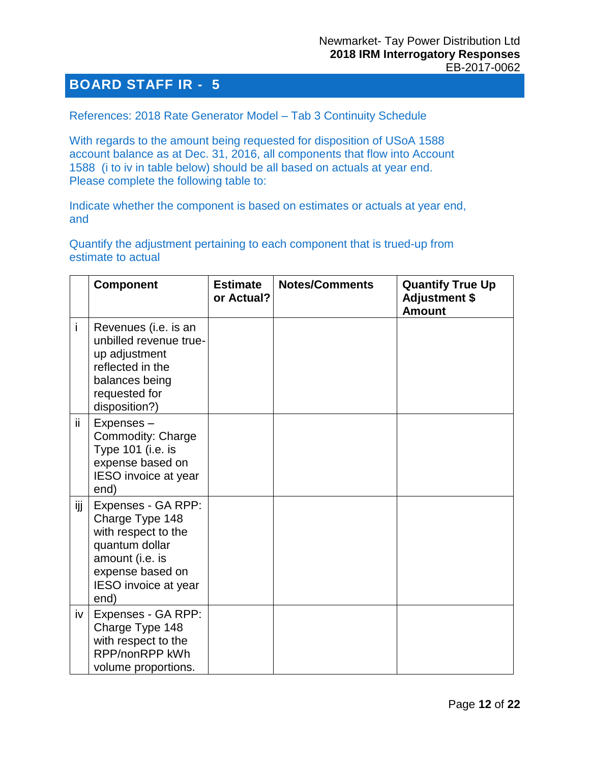# BOARD STAFF IR - 5

References: 2018 Rate Generator Model – Tab 3 Continuity Schedule

With regards to the amount being requested for disposition of USoA 1588 account balance as at Dec. 31, 2016, all components that flow into Account 1588 (i to iv in table below) should be all based on actuals at year end. Please complete the following table to:

Indicate whether the component is based on estimates or actuals at year end, and

Quantify the adjustment pertaining to each component that is trued-up from estimate to actual

| | Component | Estimate or Actual? | Notes/Comments | Quantify True Up Adjustment $ Amount |
|---|---|---|---|---|
| i | Revenues (i.e. is an unbilled revenue true-up adjustment reflected in the balances being requested for disposition?) | | | |
| ii | Expenses – Commodity: Charge Type 101 (i.e. is expense based on IESO invoice at year end) | | | |
| ijj | Expenses - GA RPP: Charge Type 148 with respect to the quantum dollar amount (i.e. is expense based on IESO invoice at year end) | | | |
| iv | Expenses - GA RPP: Charge Type 148 with respect to the RPP/nonRPP kWh volume proportions. | | | |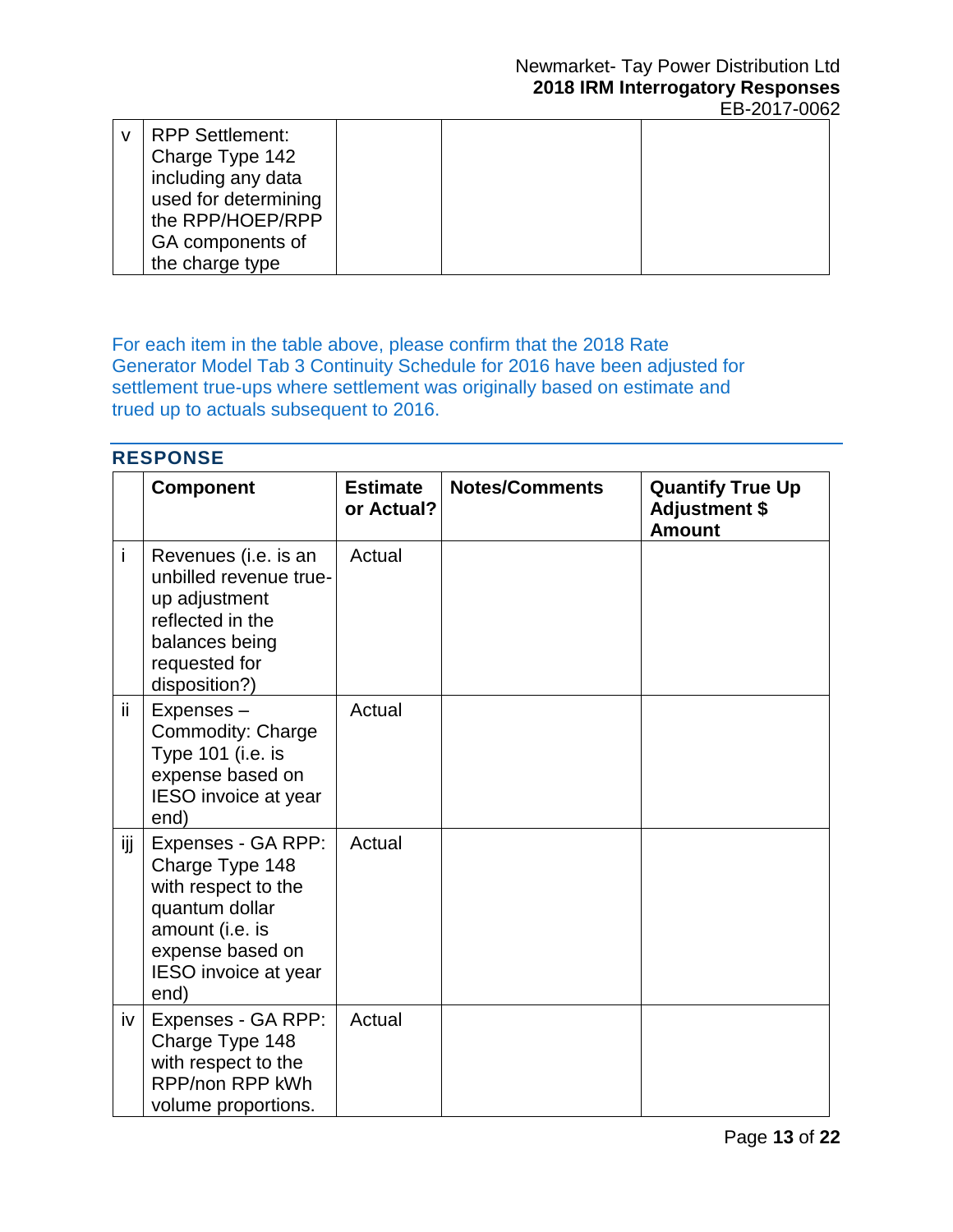| | | | | |
|---|---|---|---|---|
| v | RPP Settlement: Charge Type 142 including any data used for determining the RPP/HOEP/RPP GA components of the charge type | | | |

For each item in the table above, please confirm that the 2018 Rate Generator Model Tab 3 Continuity Schedule for 2016 have been adjusted for settlement true-ups where settlement was originally based on estimate and trued up to actuals subsequent to 2016.

## RESPONSE

| | Component | Estimate or Actual? | Notes/Comments | Quantify True Up Adjustment $ Amount |
|---|---|---|---|---|
| i | Revenues (i.e. is an unbilled revenue true-up adjustment reflected in the balances being requested for disposition?) | Actual | | |
| ii | Expenses – Commodity: Charge Type 101 (i.e. is expense based on IESO invoice at year end) | Actual | | |
| ijj | Expenses - GA RPP: Charge Type 148 with respect to the quantum dollar amount (i.e. is expense based on IESO invoice at year end) | Actual | | |
| iv | Expenses - GA RPP: Charge Type 148 with respect to the RPP/non RPP kWh volume proportions. | Actual | | |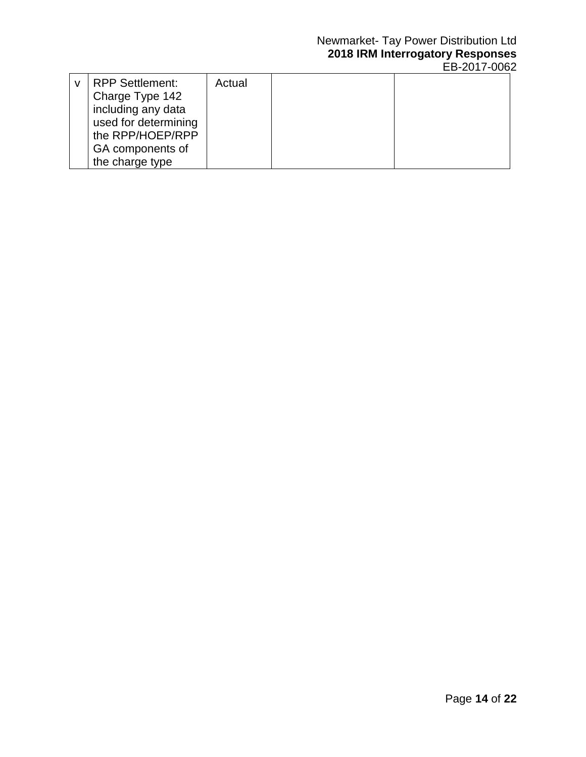| v | RPP Settlement: Charge Type 142 including any data used for determining the RPP/HOEP/RPP GA components of the charge type | Actual | | |
|---|---|---|---|---|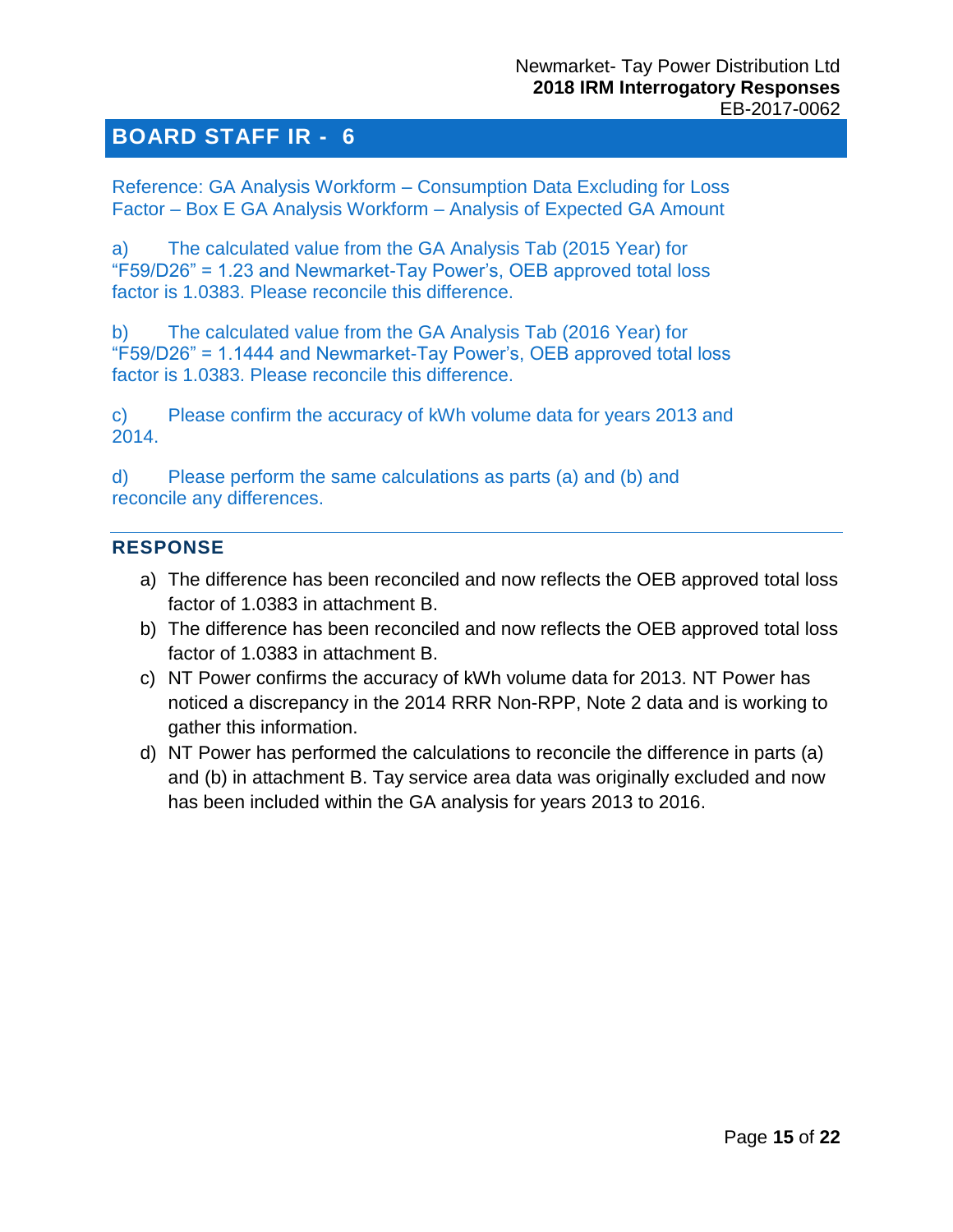## BOARD STAFF IR - 6

Reference: GA Analysis Workform – Consumption Data Excluding for Loss Factor – Box E GA Analysis Workform – Analysis of Expected GA Amount

a) The calculated value from the GA Analysis Tab (2015 Year) for "F59/D26" = 1.23 and Newmarket-Tay Power's, OEB approved total loss factor is 1.0383. Please reconcile this difference.

b) The calculated value from the GA Analysis Tab (2016 Year) for "F59/D26" = 1.1444 and Newmarket-Tay Power's, OEB approved total loss factor is 1.0383. Please reconcile this difference.

c) Please confirm the accuracy of kWh volume data for years 2013 and 2014.

d) Please perform the same calculations as parts (a) and (b) and reconcile any differences.

### RESPONSE

a) The difference has been reconciled and now reflects the OEB approved total loss factor of 1.0383 in attachment B.

b) The difference has been reconciled and now reflects the OEB approved total loss factor of 1.0383 in attachment B.

c) NT Power confirms the accuracy of kWh volume data for 2013. NT Power has noticed a discrepancy in the 2014 RRR Non-RPP, Note 2 data and is working to gather this information.

d) NT Power has performed the calculations to reconcile the difference in parts (a) and (b) in attachment B. Tay service area data was originally excluded and now has been included within the GA analysis for years 2013 to 2016.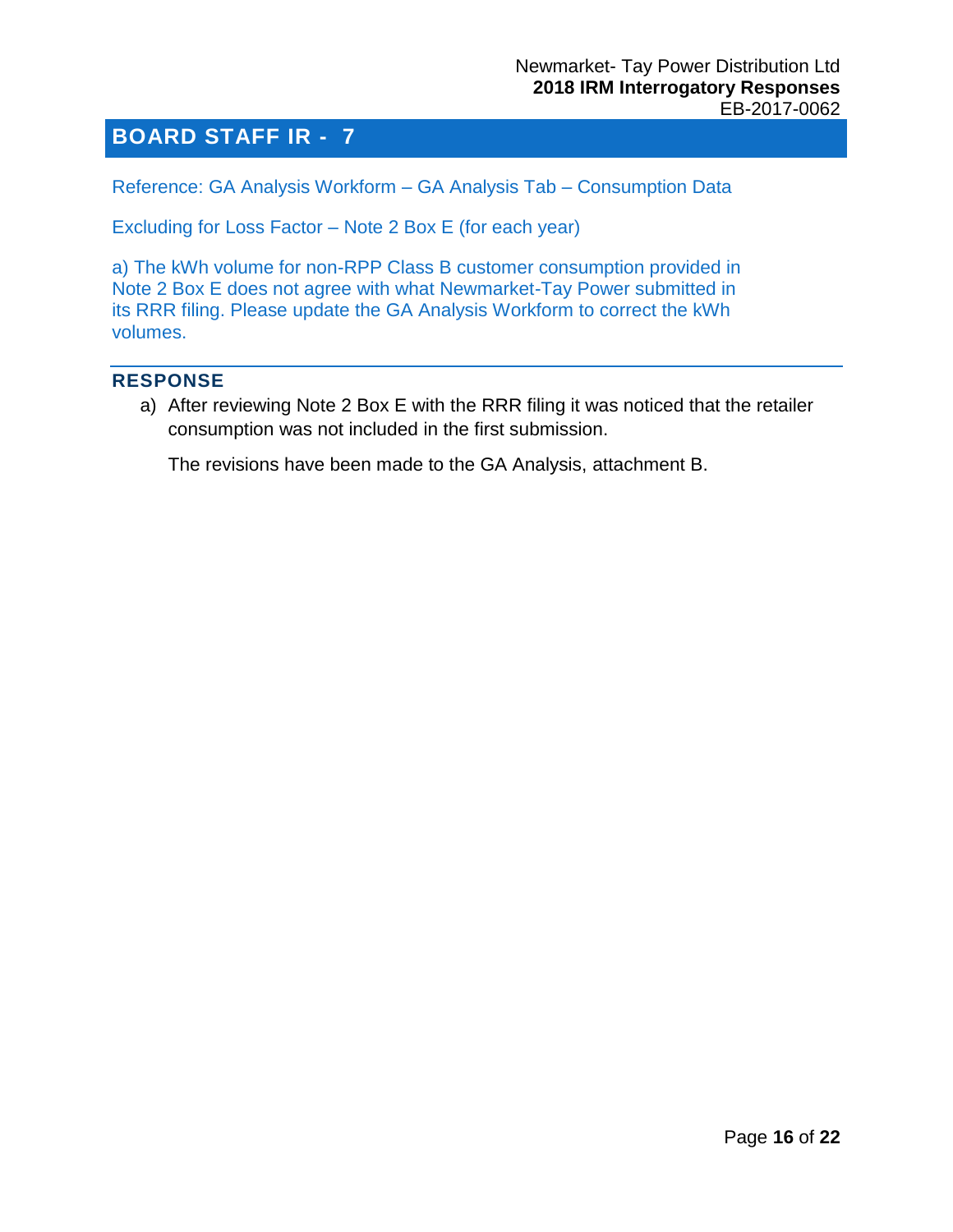# BOARD STAFF IR - 7

Reference: GA Analysis Workform – GA Analysis Tab – Consumption Data

Excluding for Loss Factor – Note 2 Box E (for each year)

a) The kWh volume for non-RPP Class B customer consumption provided in Note 2 Box E does not agree with what Newmarket-Tay Power submitted in its RRR filing. Please update the GA Analysis Workform to correct the kWh volumes.

## RESPONSE

a) After reviewing Note 2 Box E with the RRR filing it was noticed that the retailer consumption was not included in the first submission.

   The revisions have been made to the GA Analysis, attachment B.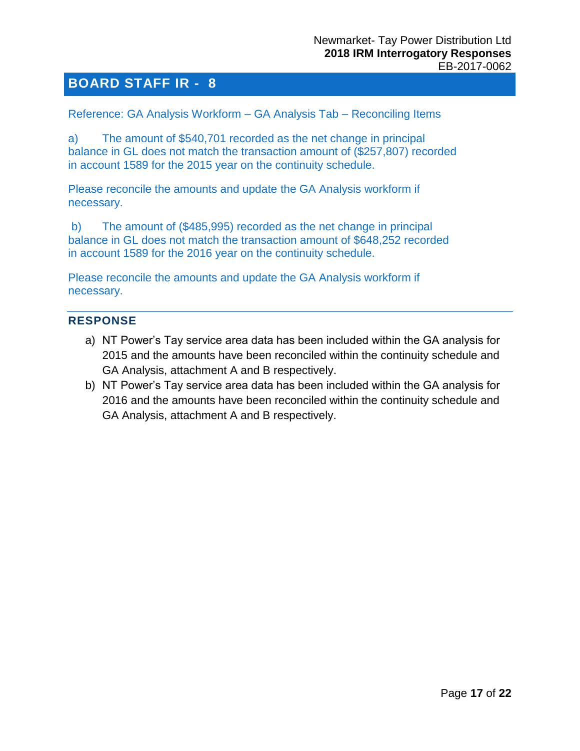## BOARD STAFF IR - 8

Reference: GA Analysis Workform – GA Analysis Tab – Reconciling Items

a) The amount of $540,701 recorded as the net change in principal balance in GL does not match the transaction amount of ($257,807) recorded in account 1589 for the 2015 year on the continuity schedule.

Please reconcile the amounts and update the GA Analysis workform if necessary.

b) The amount of ($485,995) recorded as the net change in principal balance in GL does not match the transaction amount of $648,252 recorded in account 1589 for the 2016 year on the continuity schedule.

Please reconcile the amounts and update the GA Analysis workform if necessary.

### RESPONSE

a) NT Power's Tay service area data has been included within the GA analysis for 2015 and the amounts have been reconciled within the continuity schedule and GA Analysis, attachment A and B respectively.
b) NT Power's Tay service area data has been included within the GA analysis for 2016 and the amounts have been reconciled within the continuity schedule and GA Analysis, attachment A and B respectively.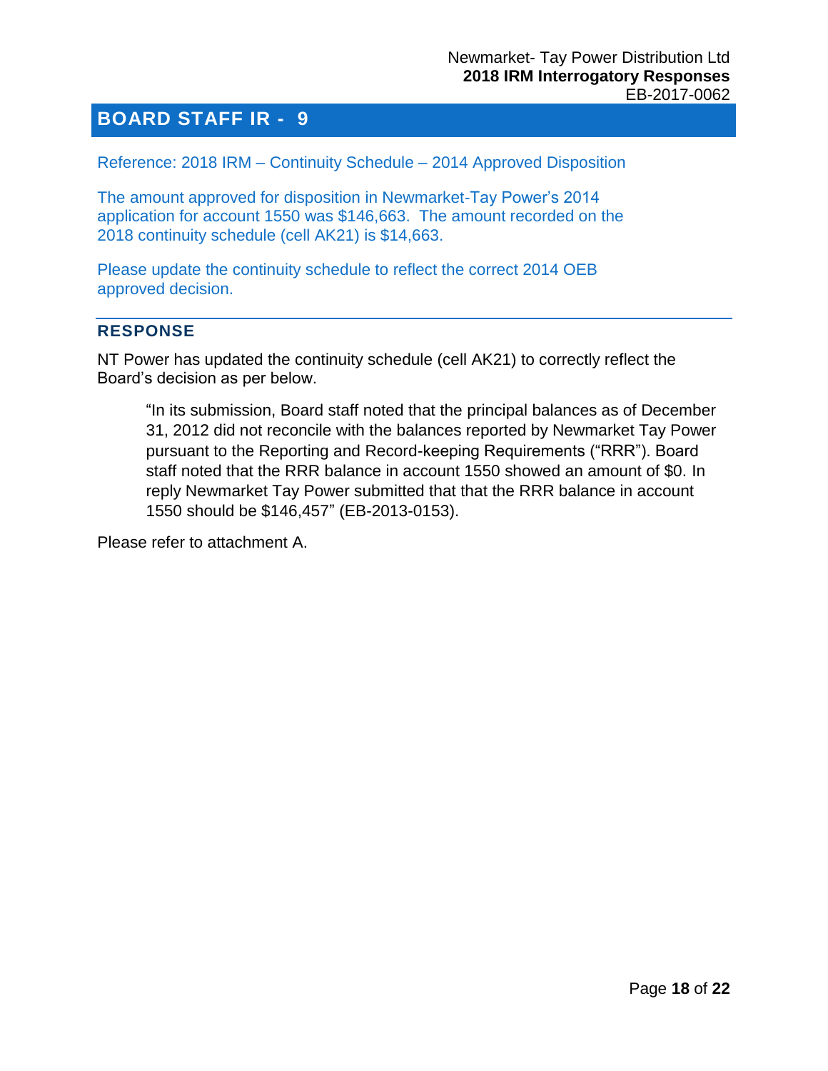## BOARD STAFF IR - 9

Reference: 2018 IRM – Continuity Schedule – 2014 Approved Disposition

The amount approved for disposition in Newmarket-Tay Power's 2014 application for account 1550 was $146,663. The amount recorded on the 2018 continuity schedule (cell AK21) is $14,663.

Please update the continuity schedule to reflect the correct 2014 OEB approved decision.

### RESPONSE

NT Power has updated the continuity schedule (cell AK21) to correctly reflect the Board's decision as per below.

> "In its submission, Board staff noted that the principal balances as of December 31, 2012 did not reconcile with the balances reported by Newmarket Tay Power pursuant to the Reporting and Record-keeping Requirements ("RRR"). Board staff noted that the RRR balance in account 1550 showed an amount of $0. In reply Newmarket Tay Power submitted that that the RRR balance in account 1550 should be $146,457" (EB-2013-0153).

Please refer to attachment A.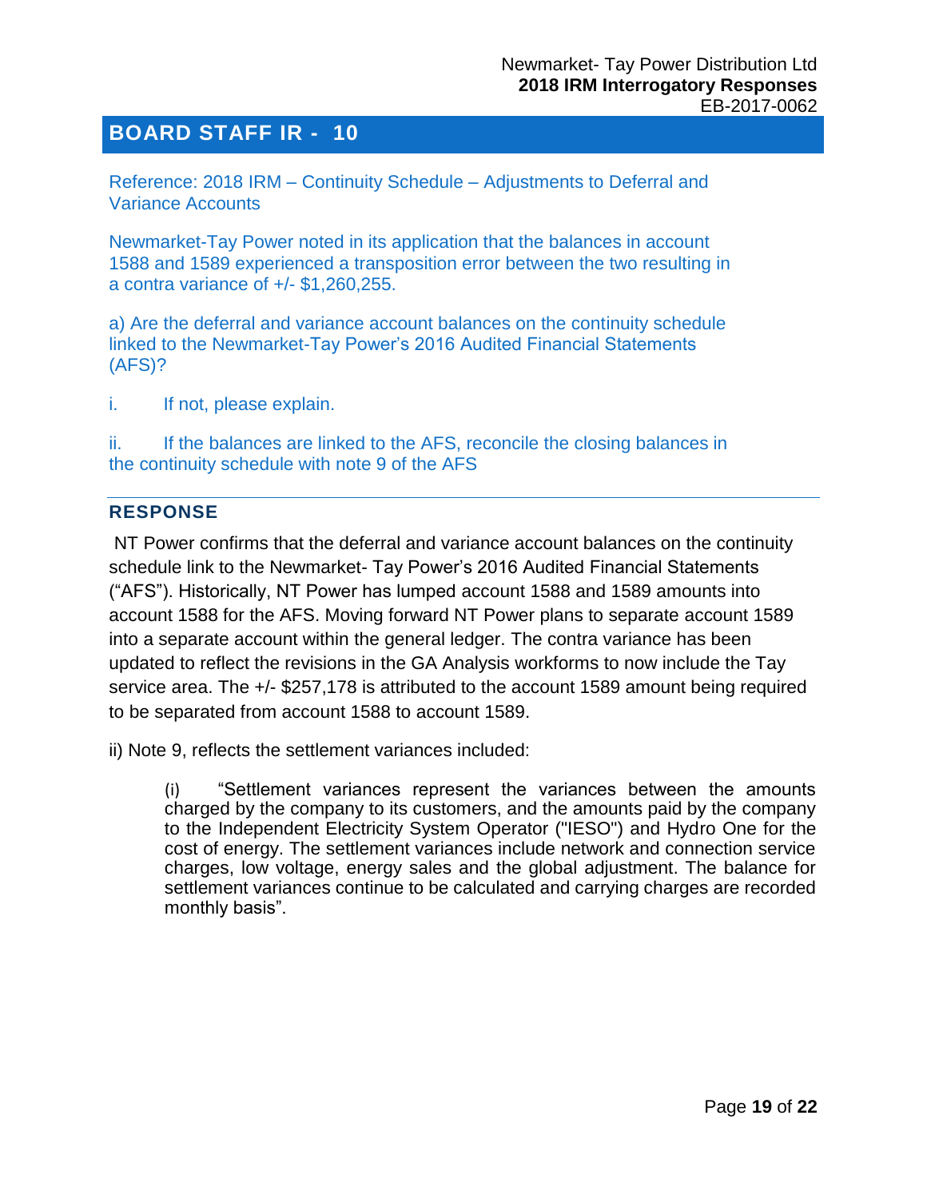## BOARD STAFF IR - 10

Reference: 2018 IRM – Continuity Schedule – Adjustments to Deferral and Variance Accounts

Newmarket-Tay Power noted in its application that the balances in account 1588 and 1589 experienced a transposition error between the two resulting in a contra variance of +/- $1,260,255.

a) Are the deferral and variance account balances on the continuity schedule linked to the Newmarket-Tay Power's 2016 Audited Financial Statements (AFS)?

i. If not, please explain.

ii. If the balances are linked to the AFS, reconcile the closing balances in the continuity schedule with note 9 of the AFS

### RESPONSE

NT Power confirms that the deferral and variance account balances on the continuity schedule link to the Newmarket- Tay Power's 2016 Audited Financial Statements ("AFS"). Historically, NT Power has lumped account 1588 and 1589 amounts into account 1588 for the AFS. Moving forward NT Power plans to separate account 1589 into a separate account within the general ledger. The contra variance has been updated to reflect the revisions in the GA Analysis workforms to now include the Tay service area. The +/- $257,178 is attributed to the account 1589 amount being required to be separated from account 1588 to account 1589.

ii) Note 9, reflects the settlement variances included:

> (i) "Settlement variances represent the variances between the amounts charged by the company to its customers, and the amounts paid by the company to the Independent Electricity System Operator ("IESO") and Hydro One for the cost of energy. The settlement variances include network and connection service charges, low voltage, energy sales and the global adjustment. The balance for settlement variances continue to be calculated and carrying charges are recorded monthly basis".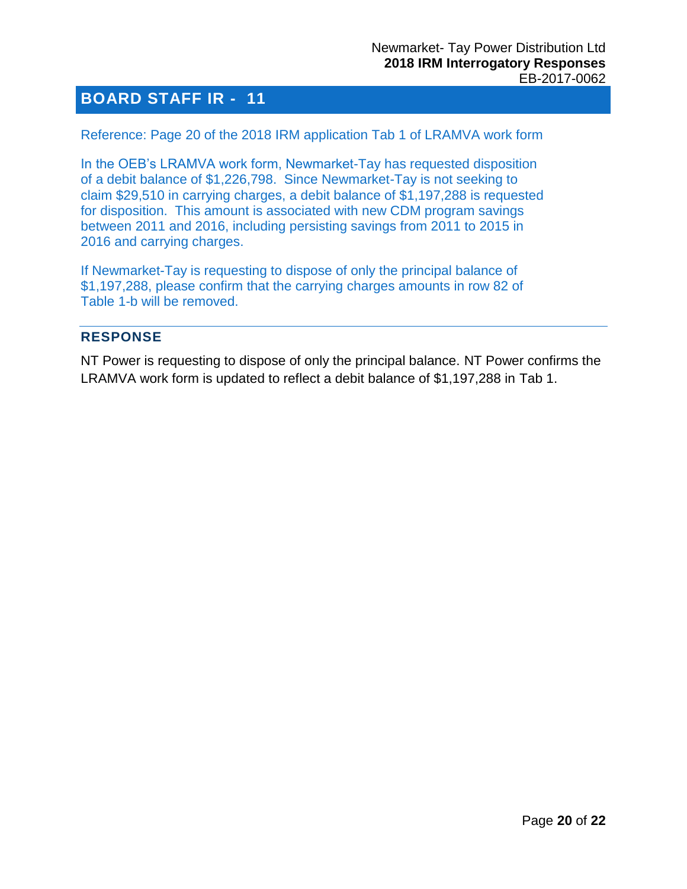# BOARD STAFF IR - 11

Reference: Page 20 of the 2018 IRM application Tab 1 of LRAMVA work form

In the OEB's LRAMVA work form, Newmarket-Tay has requested disposition of a debit balance of $1,226,798. Since Newmarket-Tay is not seeking to claim $29,510 in carrying charges, a debit balance of $1,197,288 is requested for disposition. This amount is associated with new CDM program savings between 2011 and 2016, including persisting savings from 2011 to 2015 in 2016 and carrying charges.

If Newmarket-Tay is requesting to dispose of only the principal balance of $1,197,288, please confirm that the carrying charges amounts in row 82 of Table 1-b will be removed.

## RESPONSE

NT Power is requesting to dispose of only the principal balance. NT Power confirms the LRAMVA work form is updated to reflect a debit balance of $1,197,288 in Tab 1.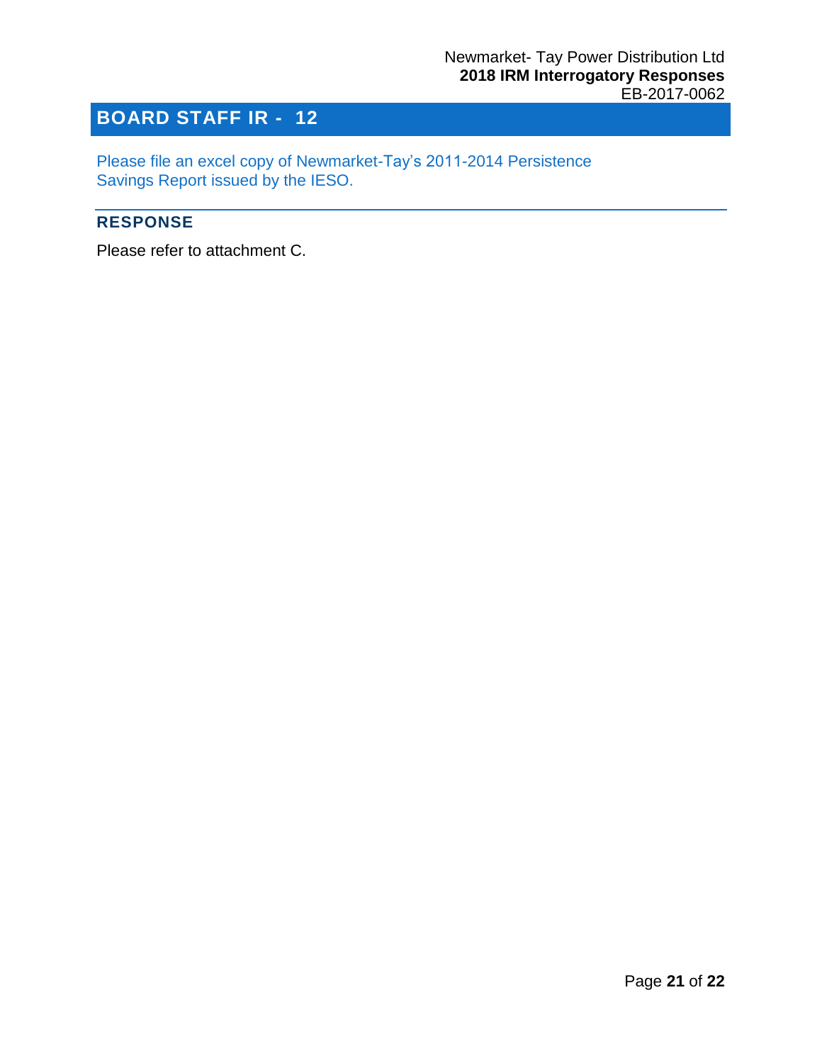## BOARD STAFF IR - 12

Please file an excel copy of Newmarket-Tay's 2011-2014 Persistence Savings Report issued by the IESO.

### RESPONSE

Please refer to attachment C.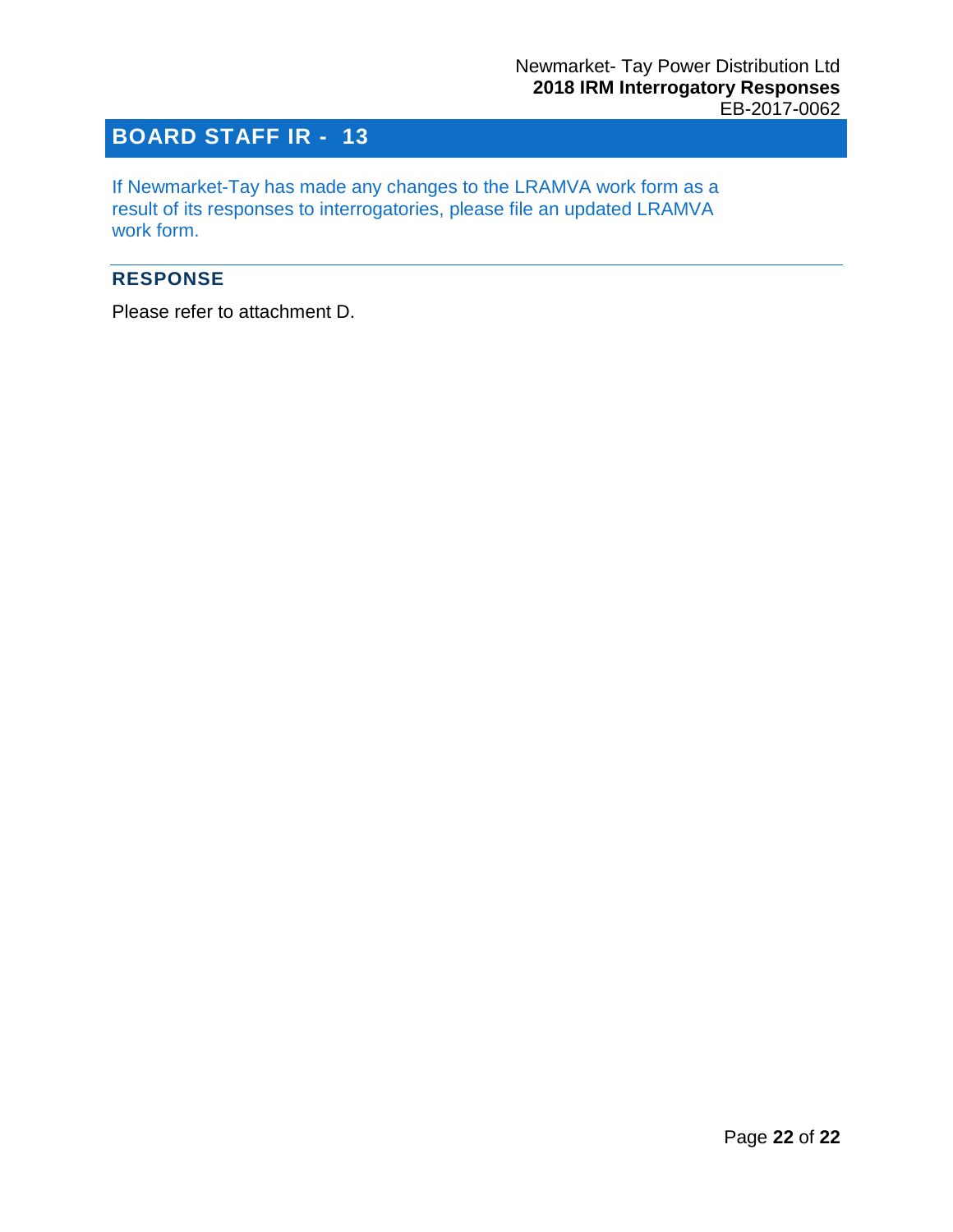## BOARD STAFF IR - 13

If Newmarket-Tay has made any changes to the LRAMVA work form as a result of its responses to interrogatories, please file an updated LRAMVA work form.

### RESPONSE

Please refer to attachment D.